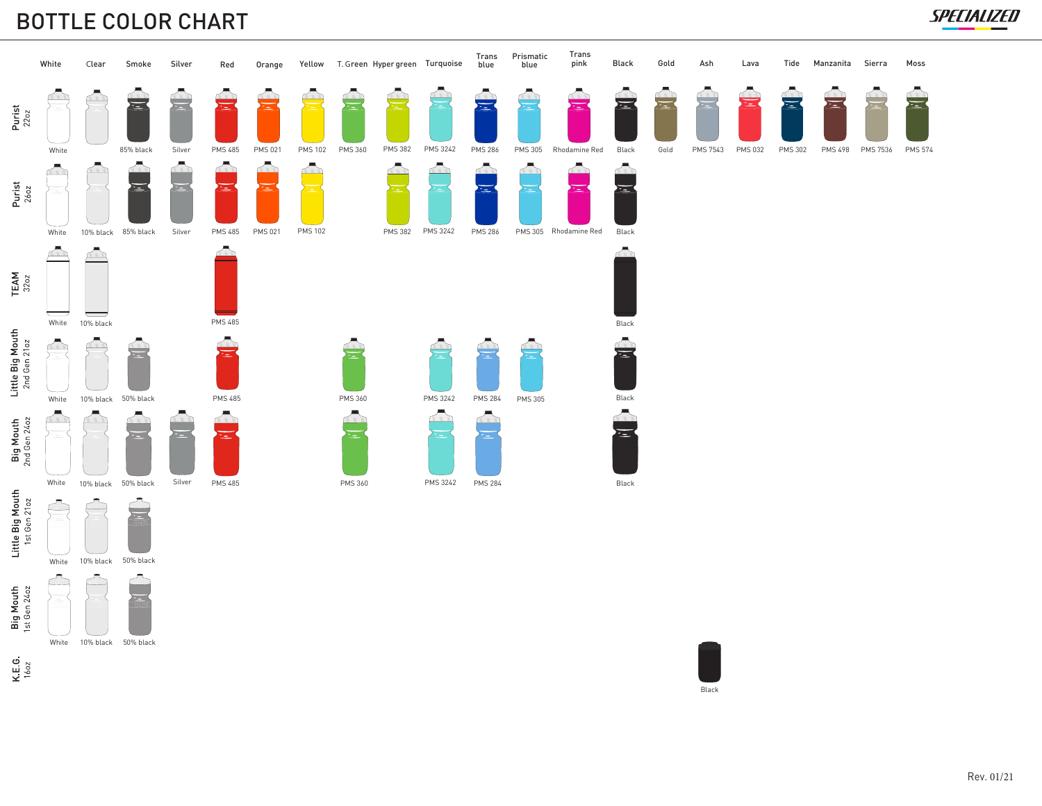# BOTTLE COLOR CHART

SPECIALIZED

| | White | Clear | Smoke | Silver | Red | Orange | Yellow | T. Green | Hyper green | Turquoise | Trans blue | Prismatic blue | Trans pink | Black | Gold | Ash | Lava | Tide | Manzanita | Sierra | Moss |
|---|---|---|---|---|---|---|---|---|---|---|---|---|---|---|---|---|---|---|---|---|---|
| Purist 22oz | White | | 85% black | Silver | PMS 485 | PMS 021 | PMS 102 | PMS 360 | PMS 382 | PMS 3242 | PMS 286 | PMS 305 | Rhodamine Red | Black | Gold | PMS 7543 | PMS 032 | PMS 302 | PMS 498 | PMS 7536 | PMS 574 |
| Purist 26oz | White | 10% black | 85% black | Silver | PMS 485 | PMS 021 | PMS 102 | | PMS 382 | PMS 3242 | PMS 286 | PMS 305 | Rhodamine Red | Black | | | | | | | |
| TEAM 32oz | White | 10% black | | | PMS 485 | | | | | | | | | Black | | | | | | | |
| Little Big Mouth 2nd Gen 21oz | White | 10% black | 50% black | | PMS 485 | | | PMS 360 | | PMS 3242 | PMS 284 | PMS 305 | | Black | | | | | | | |
| Big Mouth 2nd Gen 24oz | White | 10% black | 50% black | Silver | PMS 485 | | | PMS 360 | | PMS 3242 | PMS 284 | | | Black | | | | | | | |
| Little Big Mouth 1st Gen 21oz | White | 10% black | 50% black | | | | | | | | | | | | | | | | | | |
| Big Mouth 1st Gen 24oz | White | 10% black | 50% black | | | | | | | | | | | | | | | | | | |
| K.E.G. 16oz | | | | | | | | | | | | | | | | Black | | | | | |

Rev. 01/21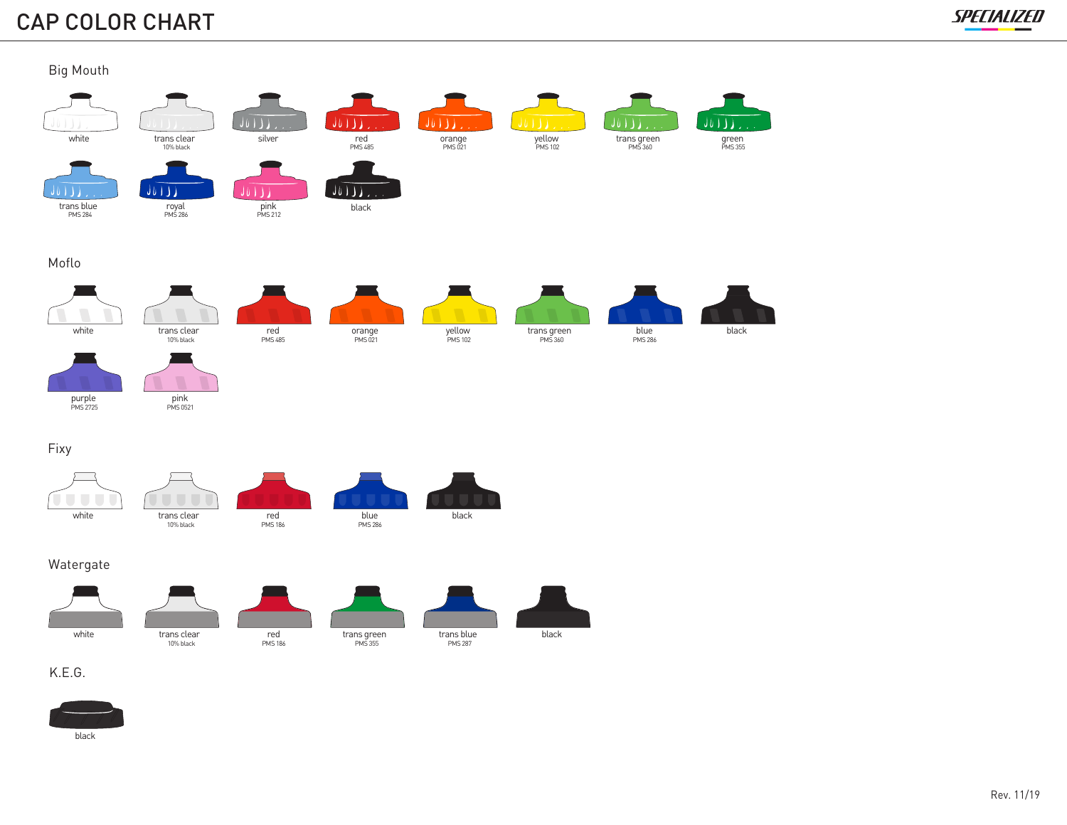# CAP COLOR CHART

SPECIALIZED

## Big Mouth

white

trans clear
10% black

silver

red
PMS 485

orange
PMS 021

yellow
PMS 102

trans green
PMS 360

green
PMS 355

trans blue
PMS 284

royal
PMS 286

pink
PMS 212

black

## Moflo

white

trans clear
10% black

red
PMS 485

orange
PMS 021

yellow
PMS 102

trans green
PMS 360

blue
PMS 286

black

purple
PMS 2725

pink
PMS 0521

## Fixy

white

trans clear
10% black

red
PMS 186

blue
PMS 286

black

## Watergate

white

trans clear
10% black

red
PMS 186

trans green
PMS 355

trans blue
PMS 287

black

## K.E.G.

black

Rev. 11/19